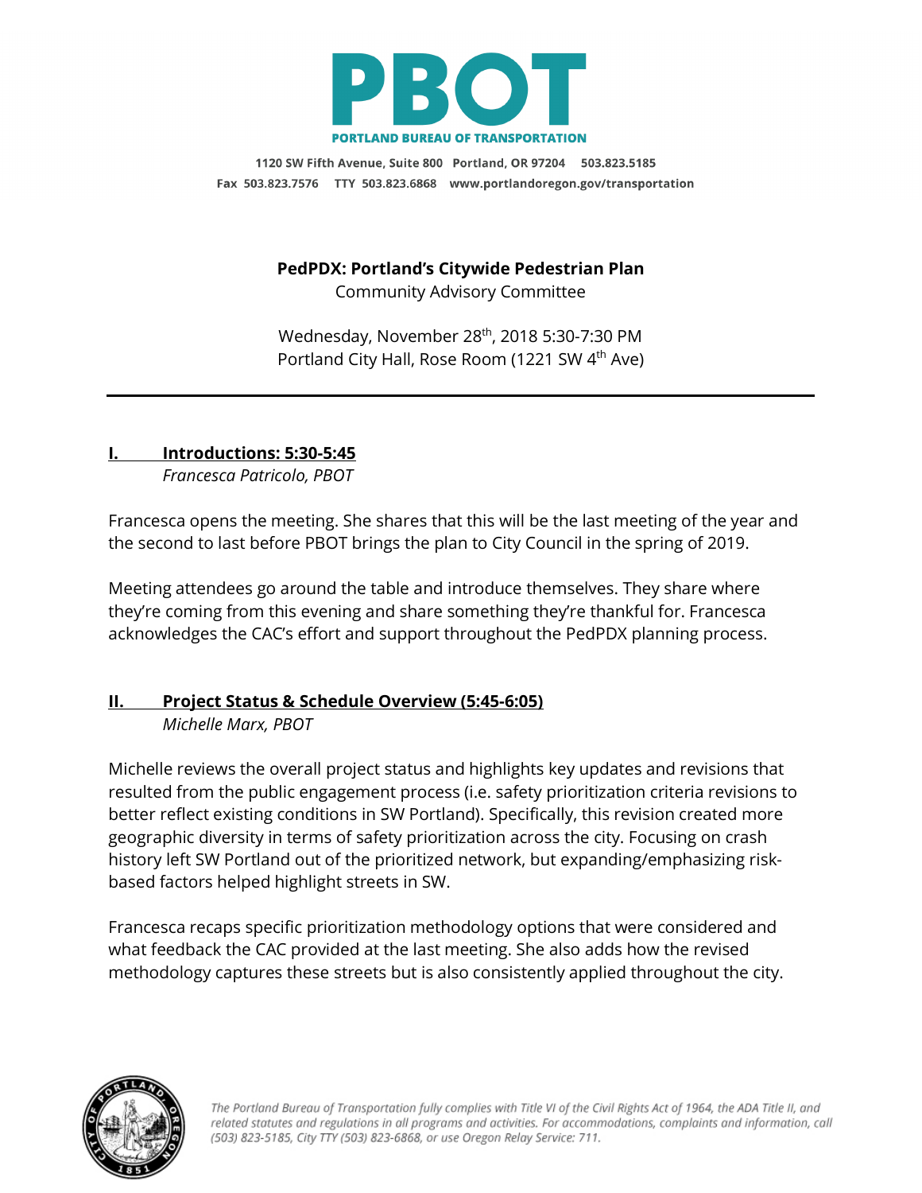**PBOT**

**PORTLAND BUREAU OF TRANSPORTATION**

1120 SW Fifth Avenue, Suite 800 Portland, OR 97204 503.823.5185
Fax 503.823.7576 TTY 503.823.6868 www.portlandoregon.gov/transportation

**PedPDX: Portland's Citywide Pedestrian Plan**
Community Advisory Committee

Wednesday, November 28th, 2018 5:30-7:30 PM
Portland City Hall, Rose Room (1221 SW 4th Ave)

---

## I. Introductions: 5:30-5:45

*Francesca Patricolo, PBOT*

Francesca opens the meeting. She shares that this will be the last meeting of the year and the second to last before PBOT brings the plan to City Council in the spring of 2019.

Meeting attendees go around the table and introduce themselves. They share where they're coming from this evening and share something they're thankful for. Francesca acknowledges the CAC's effort and support throughout the PedPDX planning process.

## II. Project Status & Schedule Overview (5:45-6:05)

*Michelle Marx, PBOT*

Michelle reviews the overall project status and highlights key updates and revisions that resulted from the public engagement process (i.e. safety prioritization criteria revisions to better reflect existing conditions in SW Portland). Specifically, this revision created more geographic diversity in terms of safety prioritization across the city. Focusing on crash history left SW Portland out of the prioritized network, but expanding/emphasizing risk-based factors helped highlight streets in SW.

Francesca recaps specific prioritization methodology options that were considered and what feedback the CAC provided at the last meeting. She also adds how the revised methodology captures these streets but is also consistently applied throughout the city.

*The Portland Bureau of Transportation fully complies with Title VI of the Civil Rights Act of 1964, the ADA Title II, and related statutes and regulations in all programs and activities. For accommodations, complaints and information, call (503) 823-5185, City TTY (503) 823-6868, or use Oregon Relay Service: 711.*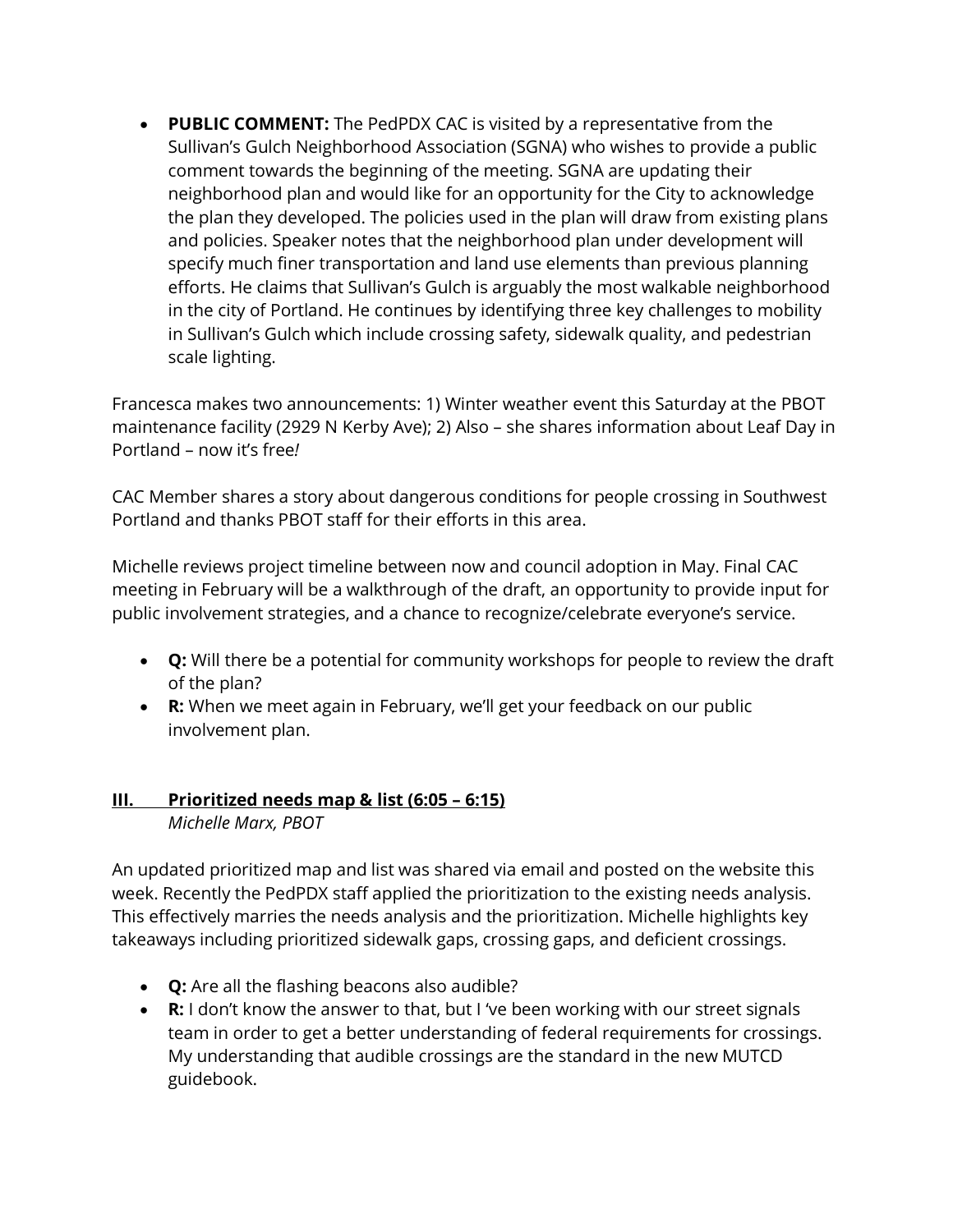- **PUBLIC COMMENT:** The PedPDX CAC is visited by a representative from the Sullivan's Gulch Neighborhood Association (SGNA) who wishes to provide a public comment towards the beginning of the meeting. SGNA are updating their neighborhood plan and would like for an opportunity for the City to acknowledge the plan they developed. The policies used in the plan will draw from existing plans and policies. Speaker notes that the neighborhood plan under development will specify much finer transportation and land use elements than previous planning efforts. He claims that Sullivan's Gulch is arguably the most walkable neighborhood in the city of Portland. He continues by identifying three key challenges to mobility in Sullivan's Gulch which include crossing safety, sidewalk quality, and pedestrian scale lighting.

Francesca makes two announcements: 1) Winter weather event this Saturday at the PBOT maintenance facility (2929 N Kerby Ave); 2) Also – she shares information about Leaf Day in Portland – now it's free*!*

CAC Member shares a story about dangerous conditions for people crossing in Southwest Portland and thanks PBOT staff for their efforts in this area.

Michelle reviews project timeline between now and council adoption in May. Final CAC meeting in February will be a walkthrough of the draft, an opportunity to provide input for public involvement strategies, and a chance to recognize/celebrate everyone's service.

- **Q:** Will there be a potential for community workshops for people to review the draft of the plan?
- **R:** When we meet again in February, we'll get your feedback on our public involvement plan.

## III. Prioritized needs map & list (6:05 – 6:15)

*Michelle Marx, PBOT*

An updated prioritized map and list was shared via email and posted on the website this week. Recently the PedPDX staff applied the prioritization to the existing needs analysis. This effectively marries the needs analysis and the prioritization. Michelle highlights key takeaways including prioritized sidewalk gaps, crossing gaps, and deficient crossings.

- **Q:** Are all the flashing beacons also audible?
- **R:** I don't know the answer to that, but I 've been working with our street signals team in order to get a better understanding of federal requirements for crossings. My understanding that audible crossings are the standard in the new MUTCD guidebook.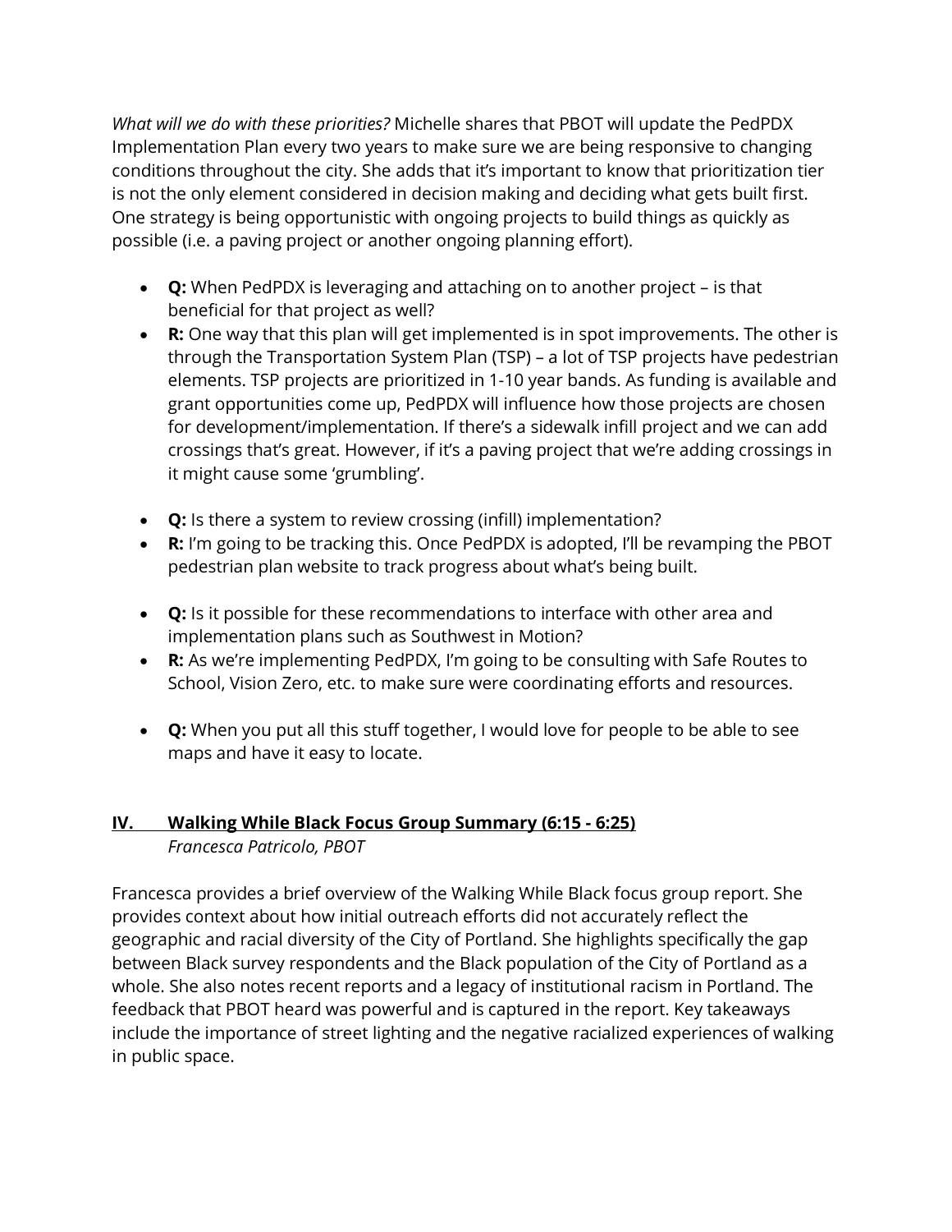*What will we do with these priorities?* Michelle shares that PBOT will update the PedPDX Implementation Plan every two years to make sure we are being responsive to changing conditions throughout the city. She adds that it's important to know that prioritization tier is not the only element considered in decision making and deciding what gets built first. One strategy is being opportunistic with ongoing projects to build things as quickly as possible (i.e. a paving project or another ongoing planning effort).

- **Q:** When PedPDX is leveraging and attaching on to another project – is that beneficial for that project as well?
- **R:** One way that this plan will get implemented is in spot improvements. The other is through the Transportation System Plan (TSP) – a lot of TSP projects have pedestrian elements. TSP projects are prioritized in 1-10 year bands. As funding is available and grant opportunities come up, PedPDX will influence how those projects are chosen for development/implementation. If there's a sidewalk infill project and we can add crossings that's great. However, if it's a paving project that we're adding crossings in it might cause some 'grumbling'.

- **Q:** Is there a system to review crossing (infill) implementation?
- **R:** I'm going to be tracking this. Once PedPDX is adopted, I'll be revamping the PBOT pedestrian plan website to track progress about what's being built.

- **Q:** Is it possible for these recommendations to interface with other area and implementation plans such as Southwest in Motion?
- **R:** As we're implementing PedPDX, I'm going to be consulting with Safe Routes to School, Vision Zero, etc. to make sure were coordinating efforts and resources.

- **Q:** When you put all this stuff together, I would love for people to be able to see maps and have it easy to locate.

## IV. Walking While Black Focus Group Summary (6:15 - 6:25)

*Francesca Patricolo, PBOT*

Francesca provides a brief overview of the Walking While Black focus group report. She provides context about how initial outreach efforts did not accurately reflect the geographic and racial diversity of the City of Portland. She highlights specifically the gap between Black survey respondents and the Black population of the City of Portland as a whole. She also notes recent reports and a legacy of institutional racism in Portland. The feedback that PBOT heard was powerful and is captured in the report. Key takeaways include the importance of street lighting and the negative racialized experiences of walking in public space.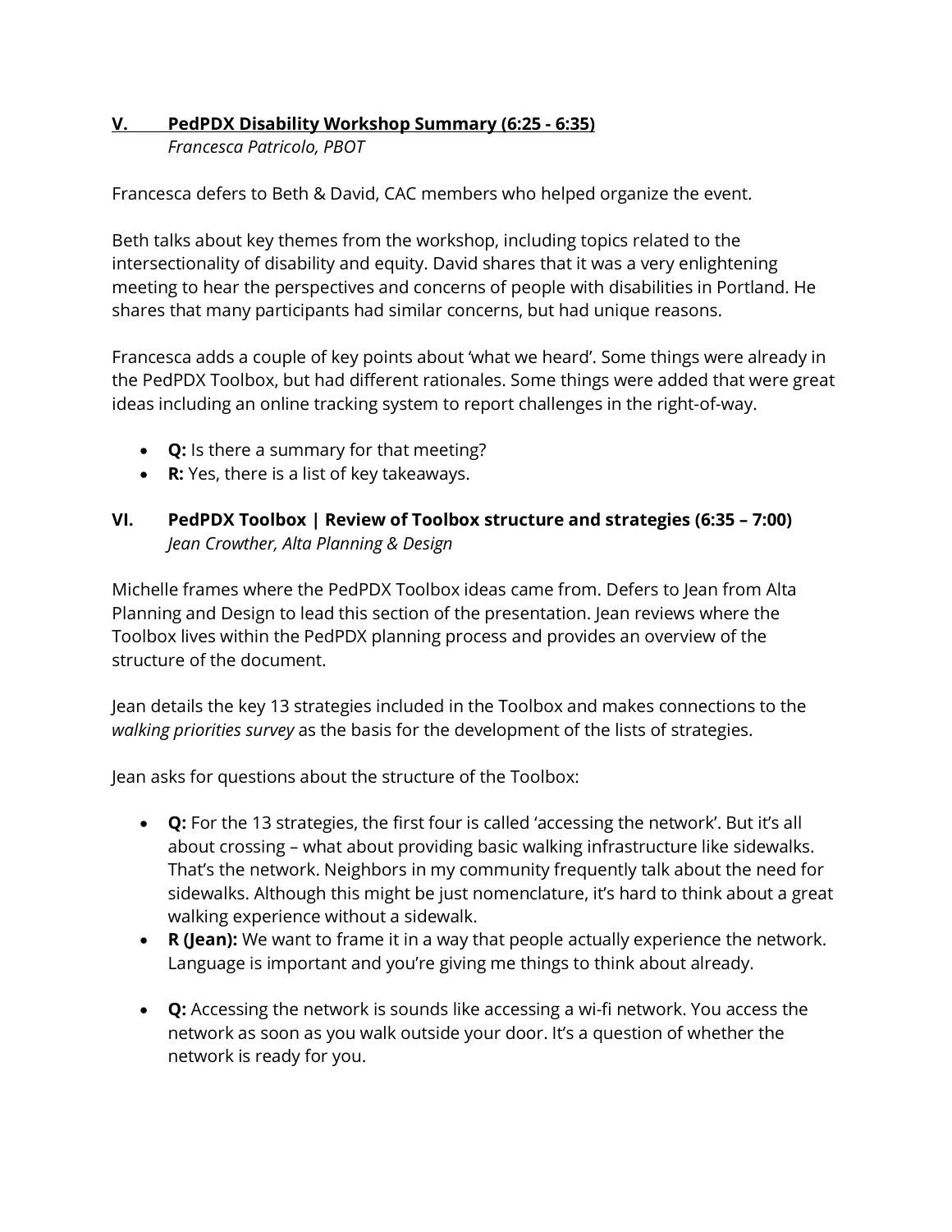## V. PedPDX Disability Workshop Summary (6:25 - 6:35)

*Francesca Patricolo, PBOT*

Francesca defers to Beth & David, CAC members who helped organize the event.

Beth talks about key themes from the workshop, including topics related to the intersectionality of disability and equity. David shares that it was a very enlightening meeting to hear the perspectives and concerns of people with disabilities in Portland. He shares that many participants had similar concerns, but had unique reasons.

Francesca adds a couple of key points about 'what we heard'. Some things were already in the PedPDX Toolbox, but had different rationales. Some things were added that were great ideas including an online tracking system to report challenges in the right-of-way.

- **Q:** Is there a summary for that meeting?
- **R:** Yes, there is a list of key takeaways.

## VI. PedPDX Toolbox | Review of Toolbox structure and strategies (6:35 – 7:00)

*Jean Crowther, Alta Planning & Design*

Michelle frames where the PedPDX Toolbox ideas came from. Defers to Jean from Alta Planning and Design to lead this section of the presentation. Jean reviews where the Toolbox lives within the PedPDX planning process and provides an overview of the structure of the document.

Jean details the key 13 strategies included in the Toolbox and makes connections to the *walking priorities survey* as the basis for the development of the lists of strategies.

Jean asks for questions about the structure of the Toolbox:

- **Q:** For the 13 strategies, the first four is called 'accessing the network'. But it's all about crossing – what about providing basic walking infrastructure like sidewalks. That's the network. Neighbors in my community frequently talk about the need for sidewalks. Although this might be just nomenclature, it's hard to think about a great walking experience without a sidewalk.
- **R (Jean):** We want to frame it in a way that people actually experience the network. Language is important and you're giving me things to think about already.

- **Q:** Accessing the network is sounds like accessing a wi-fi network. You access the network as soon as you walk outside your door. It's a question of whether the network is ready for you.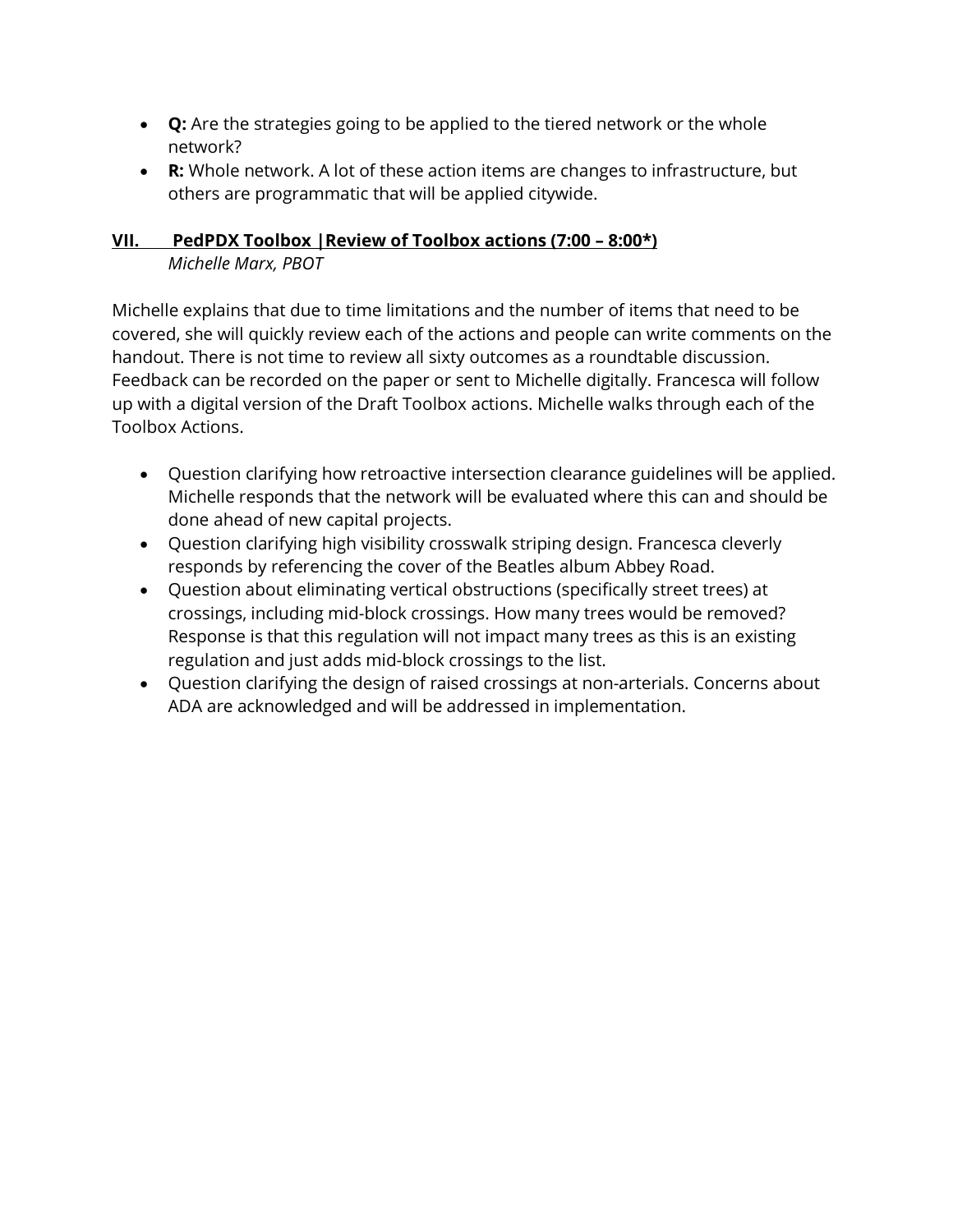- **Q:** Are the strategies going to be applied to the tiered network or the whole network?
- **R:** Whole network. A lot of these action items are changes to infrastructure, but others are programmatic that will be applied citywide.

## VII. PedPDX Toolbox |Review of Toolbox actions (7:00 – 8:00*)

*Michelle Marx, PBOT*

Michelle explains that due to time limitations and the number of items that need to be covered, she will quickly review each of the actions and people can write comments on the handout. There is not time to review all sixty outcomes as a roundtable discussion. Feedback can be recorded on the paper or sent to Michelle digitally. Francesca will follow up with a digital version of the Draft Toolbox actions. Michelle walks through each of the Toolbox Actions.

- Question clarifying how retroactive intersection clearance guidelines will be applied. Michelle responds that the network will be evaluated where this can and should be done ahead of new capital projects.
- Question clarifying high visibility crosswalk striping design. Francesca cleverly responds by referencing the cover of the Beatles album Abbey Road.
- Question about eliminating vertical obstructions (specifically street trees) at crossings, including mid-block crossings. How many trees would be removed? Response is that this regulation will not impact many trees as this is an existing regulation and just adds mid-block crossings to the list.
- Question clarifying the design of raised crossings at non-arterials. Concerns about ADA are acknowledged and will be addressed in implementation.